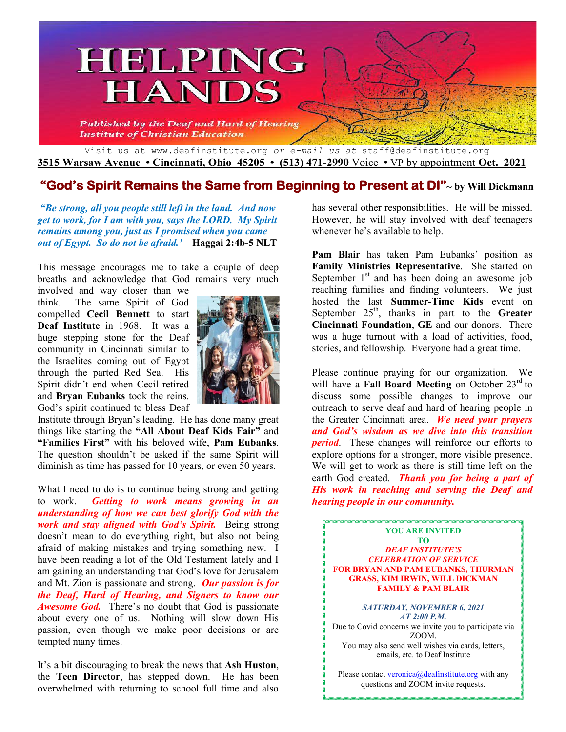# HELPING HANDS

*Published by the Deaf and Hard of Hearing Institute of Christian Education*

Visit us at www.deafinstitute.org *or e-mail us at* staff@deafinstitute.org

**3515 Warsaw Avenue • Cincinnati, Ohio 45205 • (513) 471-2990** Voice • VP by appointment **Oct. 2021**

## "God's Spirit Remains the Same from Beginning to Present at DI" ~ by Will Dickmann

***"Be strong, all you people still left in the land. And now get to work, for I am with you, says the LORD. My Spirit remains among you, just as I promised when you came out of Egypt. So do not be afraid.'*** **Haggai 2:4b-5 NLT**

This message encourages me to take a couple of deep breaths and acknowledge that God remains very much involved and way closer than we think. The same Spirit of God compelled **Cecil Bennett** to start **Deaf Institute** in 1968. It was a huge stepping stone for the Deaf community in Cincinnati similar to the Israelites coming out of Egypt through the parted Red Sea. His Spirit didn't end when Cecil retired and **Bryan Eubanks** took the reins. God's spirit continued to bless Deaf Institute through Bryan's leading. He has done many great things like starting the **"All About Deaf Kids Fair"** and **"Families First"** with his beloved wife, **Pam Eubanks**. The question shouldn't be asked if the same Spirit will diminish as time has passed for 10 years, or even 50 years.

What I need to do is to continue being strong and getting to work. ***Getting to work means growing in an understanding of how we can best glorify God with the work and stay aligned with God's Spirit.*** Being strong doesn't mean to do everything right, but also not being afraid of making mistakes and trying something new. I have been reading a lot of the Old Testament lately and I am gaining an understanding that God's love for Jerusalem and Mt. Zion is passionate and strong. ***Our passion is for the Deaf, Hard of Hearing, and Signers to know our Awesome God.*** There's no doubt that God is passionate about every one of us. Nothing will slow down His passion, even though we make poor decisions or are tempted many times.

It's a bit discouraging to break the news that **Ash Huston**, the **Teen Director**, has stepped down. He has been overwhelmed with returning to school full time and also has several other responsibilities. He will be missed. However, he will stay involved with deaf teenagers whenever he's available to help.

**Pam Blair** has taken Pam Eubanks' position as **Family Ministries Representative**. She started on September 1st and has been doing an awesome job reaching families and finding volunteers. We just hosted the last **Summer-Time Kids** event on September 25th, thanks in part to the **Greater Cincinnati Foundation**, **GE** and our donors. There was a huge turnout with a load of activities, food, stories, and fellowship. Everyone had a great time.

Please continue praying for our organization. We will have a **Fall Board Meeting** on October 23rd to discuss some possible changes to improve our outreach to serve deaf and hard of hearing people in the Greater Cincinnati area. ***We need your prayers and God's wisdom as we dive into this transition period.*** These changes will reinforce our efforts to explore options for a stronger, more visible presence. We will get to work as there is still time left on the earth God created. ***Thank you for being a part of His work in reaching and serving the Deaf and hearing people in our community.***

**YOU ARE INVITED TO**
***DEAF INSTITUTE'S CELEBRATION OF SERVICE***
**FOR BRYAN AND PAM EUBANKS, THURMAN GRASS, KIM IRWIN, WILL DICKMAN FAMILY & PAM BLAIR**

***SATURDAY, NOVEMBER 6, 2021***
***AT 2:00 P.M.***

Due to Covid concerns we invite you to participate via ZOOM.
You may also send well wishes via cards, letters, emails, etc. to Deaf Institute

Please contact veronica@deafinstitute.org with any questions and ZOOM invite requests.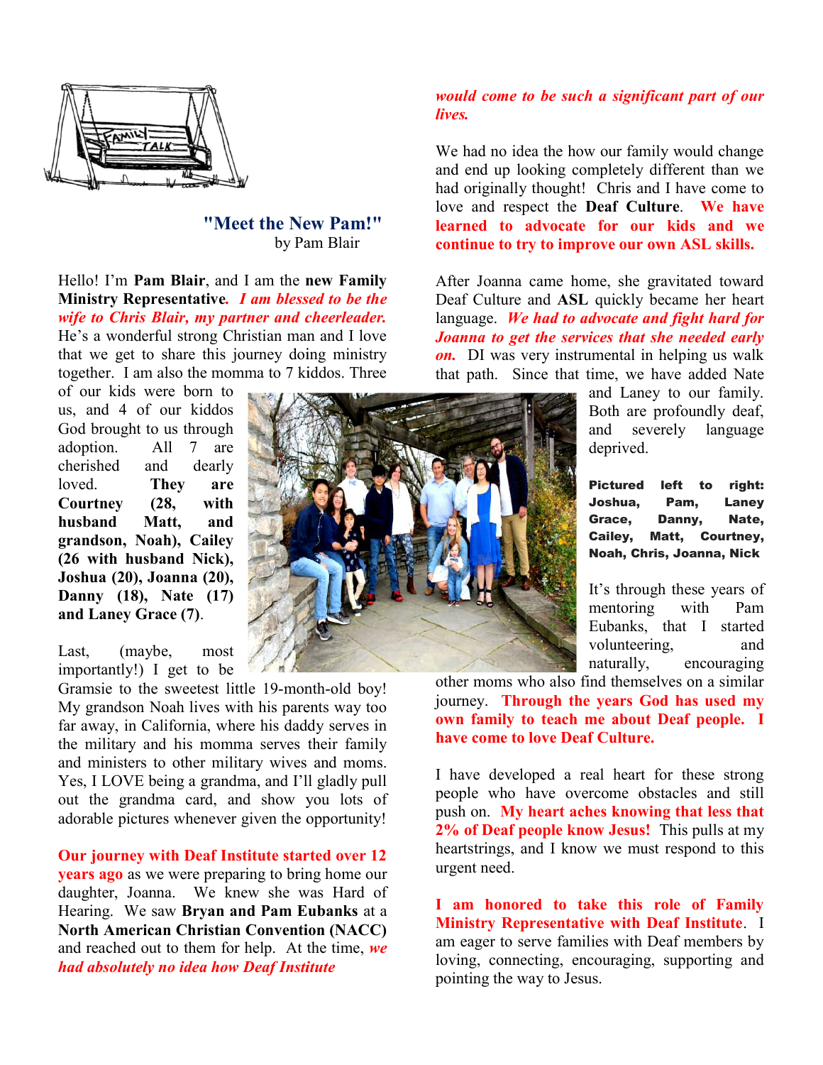## "Meet the New Pam!"

by Pam Blair

Hello! I'm **Pam Blair**, and I am the **new Family Ministry Representative**. ***I am blessed to be the wife to Chris Blair, my partner and cheerleader.*** He's a wonderful strong Christian man and I love that we get to share this journey doing ministry together. I am also the momma to 7 kiddos. Three of our kids were born to us, and 4 of our kiddos God brought to us through adoption. All 7 are cherished and dearly loved. **They are Courtney (28, with husband Matt, and grandson, Noah), Cailey (26 with husband Nick), Joshua (20), Joanna (20), Danny (18), Nate (17) and Laney Grace (7)**.

Last, (maybe, most importantly!) I get to be Gramsie to the sweetest little 19-month-old boy! My grandson Noah lives with his parents way too far away, in California, where his daddy serves in the military and his momma serves their family and ministers to other military wives and moms. Yes, I LOVE being a grandma, and I'll gladly pull out the grandma card, and show you lots of adorable pictures whenever given the opportunity!

**Our journey with Deaf Institute started over 12 years ago** as we were preparing to bring home our daughter, Joanna. We knew she was Hard of Hearing. We saw **Bryan and Pam Eubanks** at a **North American Christian Convention (NACC)** and reached out to them for help. At the time, ***we had absolutely no idea how Deaf Institute would come to be such a significant part of our lives.***

We had no idea the how our family would change and end up looking completely different than we had originally thought! Chris and I have come to love and respect the **Deaf Culture**. **We have learned to advocate for our kids and we continue to try to improve our own ASL skills.**

After Joanna came home, she gravitated toward Deaf Culture and **ASL** quickly became her heart language. ***We had to advocate and fight hard for Joanna to get the services that she needed early on.*** DI was very instrumental in helping us walk that path. Since that time, we have added Nate and Laney to our family. Both are profoundly deaf, and severely language deprived.

**Pictured left to right: Joshua, Pam, Laney Grace, Danny, Nate, Cailey, Matt, Courtney, Noah, Chris, Joanna, Nick**

It's through these years of mentoring with Pam Eubanks, that I started volunteering, and naturally, encouraging other moms who also find themselves on a similar journey. **Through the years God has used my own family to teach me about Deaf people. I have come to love Deaf Culture.**

I have developed a real heart for these strong people who have overcome obstacles and still push on. **My heart aches knowing that less that 2% of Deaf people know Jesus!** This pulls at my heartstrings, and I know we must respond to this urgent need.

**I am honored to take this role of Family Ministry Representative with Deaf Institute**. I am eager to serve families with Deaf members by loving, connecting, encouraging, supporting and pointing the way to Jesus.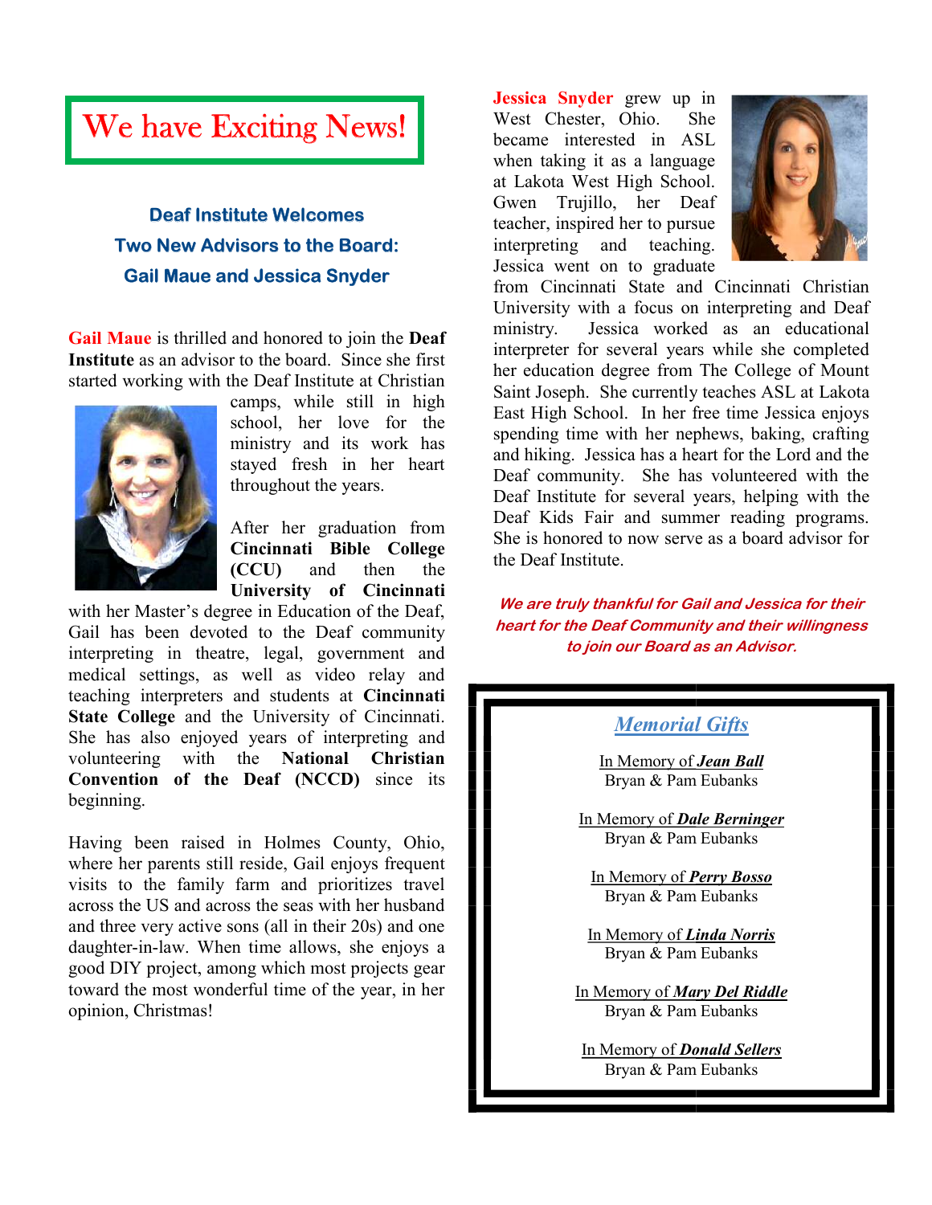# We have Exciting News!

### Deaf Institute Welcomes Two New Advisors to the Board: Gail Maue and Jessica Snyder

**Gail Maue** is thrilled and honored to join the **Deaf Institute** as an advisor to the board. Since she first started working with the Deaf Institute at Christian camps, while still in high school, her love for the ministry and its work has stayed fresh in her heart throughout the years.

After her graduation from **Cincinnati Bible College (CCU)** and then the **University of Cincinnati** with her Master's degree in Education of the Deaf, Gail has been devoted to the Deaf community interpreting in theatre, legal, government and medical settings, as well as video relay and teaching interpreters and students at **Cincinnati State College** and the University of Cincinnati. She has also enjoyed years of interpreting and volunteering with the **National Christian Convention of the Deaf (NCCD)** since its beginning.

Having been raised in Holmes County, Ohio, where her parents still reside, Gail enjoys frequent visits to the family farm and prioritizes travel across the US and across the seas with her husband and three very active sons (all in their 20s) and one daughter-in-law. When time allows, she enjoys a good DIY project, among which most projects gear toward the most wonderful time of the year, in her opinion, Christmas!

**Jessica Snyder** grew up in West Chester, Ohio. She became interested in ASL when taking it as a language at Lakota West High School. Gwen Trujillo, her Deaf teacher, inspired her to pursue interpreting and teaching. Jessica went on to graduate from Cincinnati State and Cincinnati Christian University with a focus on interpreting and Deaf ministry. Jessica worked as an educational interpreter for several years while she completed her education degree from The College of Mount Saint Joseph. She currently teaches ASL at Lakota East High School. In her free time Jessica enjoys spending time with her nephews, baking, crafting and hiking. Jessica has a heart for the Lord and the Deaf community. She has volunteered with the Deaf Institute for several years, helping with the Deaf Kids Fair and summer reading programs. She is honored to now serve as a board advisor for the Deaf Institute.

***We are truly thankful for Gail and Jessica for their heart for the Deaf Community and their willingness to join our Board as an Advisor.***

## *Memorial Gifts*

In Memory of ***Jean Ball***
Bryan & Pam Eubanks

In Memory of ***Dale Berninger***
Bryan & Pam Eubanks

In Memory of ***Perry Bosso***
Bryan & Pam Eubanks

In Memory of ***Linda Norris***
Bryan & Pam Eubanks

In Memory of ***Mary Del Riddle***
Bryan & Pam Eubanks

In Memory of ***Donald Sellers***
Bryan & Pam Eubanks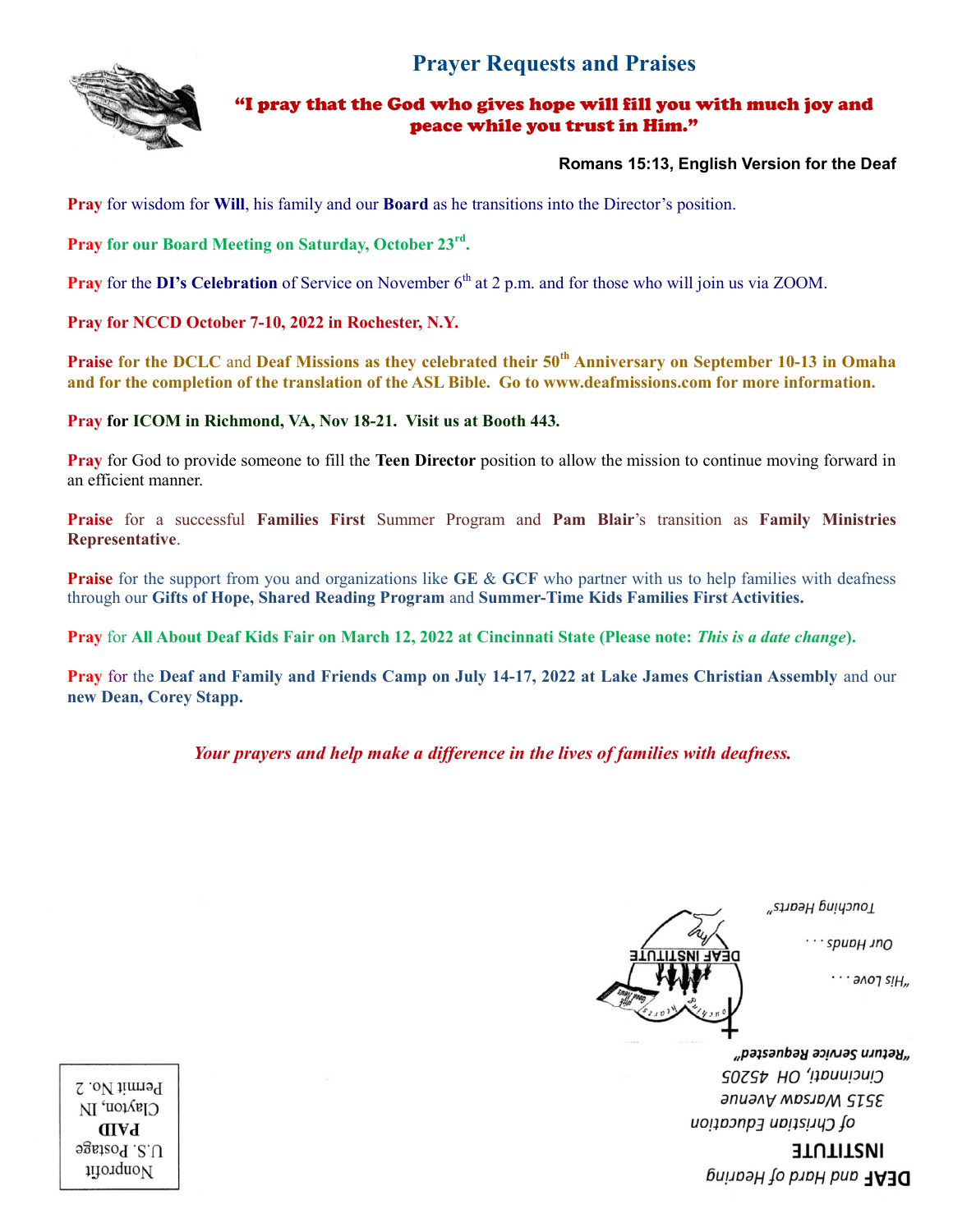# Prayer Requests and Praises

**"I pray that the God who gives hope will fill you with much joy and peace while you trust in Him."**

**Romans 15:13, English Version for the Deaf**

**Pray** for wisdom for **Will**, his family and our **Board** as he transitions into the Director's position.

**Pray for our Board Meeting on Saturday, October 23rd.**

**Pray** for the **DI's Celebration** of Service on November 6th at 2 p.m. and for those who will join us via ZOOM.

**Pray for NCCD October 7-10, 2022 in Rochester, N.Y.**

**Praise for the DCLC** and **Deaf Missions as they celebrated their 50th Anniversary on September 10-13 in Omaha and for the completion of the translation of the ASL Bible. Go to www.deafmissions.com for more information.**

**Pray for ICOM in Richmond, VA, Nov 18-21. Visit us at Booth 443.**

**Pray** for God to provide someone to fill the **Teen Director** position to allow the mission to continue moving forward in an efficient manner.

**Praise** for a successful **Families First** Summer Program and **Pam Blair**'s transition as **Family Ministries Representative**.

**Praise** for the support from you and organizations like **GE** & **GCF** who partner with us to help families with deafness through our **Gifts of Hope, Shared Reading Program** and **Summer-Time Kids Families First Activities.**

**Pray** for **All About Deaf Kids Fair on March 12, 2022 at Cincinnati State (Please note: *This is a date change*).**

**Pray** for the **Deaf and Family and Friends Camp on July 14-17, 2022 at Lake James Christian Assembly** and our **new Dean, Corey Stapp.**

*Your prayers and help make a difference in the lives of families with deafness.*

**DEAF** *and Hard of Hearing*
**INSTITUTE**
*of Christian Education*
*3515 Warsaw Avenue*
*Cincinnati, OH 45205*
*"Return Service Requested"*

DEAF INSTITUTE

*"His Love . . .*
*Our Hands . . .*
*Touching Hearts"*

Nonprofit
U.S. Postage
**PAID**
Clayton, IN
Permit No. 2